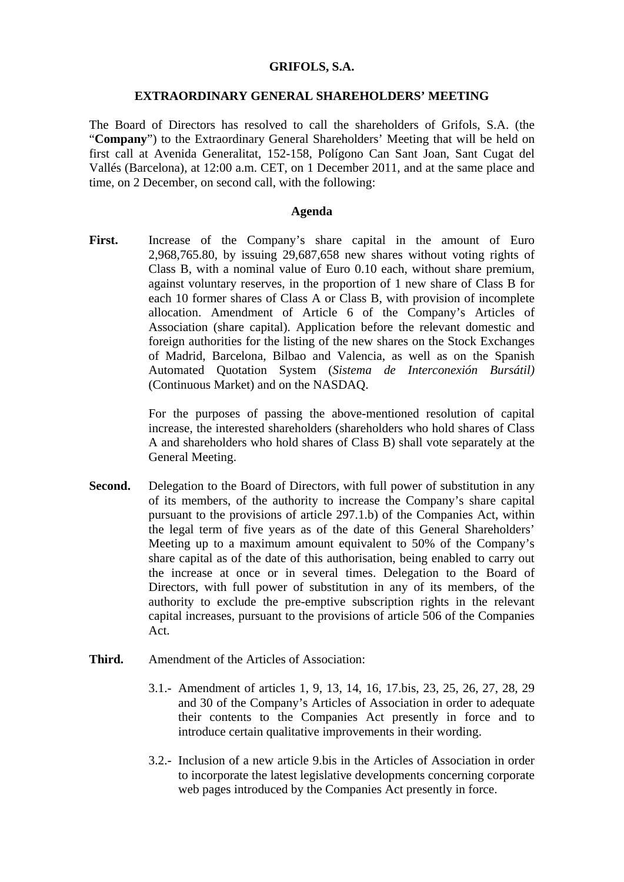**GRIFOLS, S.A.**

**EXTRAORDINARY GENERAL SHAREHOLDERS' MEETING**

The Board of Directors has resolved to call the shareholders of Grifols, S.A. (the "**Company**") to the Extraordinary General Shareholders' Meeting that will be held on first call at Avenida Generalitat, 152-158, Polígono Can Sant Joan, Sant Cugat del Vallés (Barcelona), at 12:00 a.m. CET, on 1 December 2011, and at the same place and time, on 2 December, on second call, with the following:

**Agenda**

**First.** Increase of the Company's share capital in the amount of Euro 2,968,765.80, by issuing 29,687,658 new shares without voting rights of Class B, with a nominal value of Euro 0.10 each, without share premium, against voluntary reserves, in the proportion of 1 new share of Class B for each 10 former shares of Class A or Class B, with provision of incomplete allocation. Amendment of Article 6 of the Company's Articles of Association (share capital). Application before the relevant domestic and foreign authorities for the listing of the new shares on the Stock Exchanges of Madrid, Barcelona, Bilbao and Valencia, as well as on the Spanish Automated Quotation System (*Sistema de Interconexión Bursátil)* (Continuous Market) and on the NASDAQ.

For the purposes of passing the above-mentioned resolution of capital increase, the interested shareholders (shareholders who hold shares of Class A and shareholders who hold shares of Class B) shall vote separately at the General Meeting.

**Second.** Delegation to the Board of Directors, with full power of substitution in any of its members, of the authority to increase the Company's share capital pursuant to the provisions of article 297.1.b) of the Companies Act, within the legal term of five years as of the date of this General Shareholders' Meeting up to a maximum amount equivalent to 50% of the Company's share capital as of the date of this authorisation, being enabled to carry out the increase at once or in several times. Delegation to the Board of Directors, with full power of substitution in any of its members, of the authority to exclude the pre-emptive subscription rights in the relevant capital increases, pursuant to the provisions of article 506 of the Companies Act.

**Third.** Amendment of the Articles of Association:

3.1.- Amendment of articles 1, 9, 13, 14, 16, 17.bis, 23, 25, 26, 27, 28, 29 and 30 of the Company's Articles of Association in order to adequate their contents to the Companies Act presently in force and to introduce certain qualitative improvements in their wording.

3.2.- Inclusion of a new article 9.bis in the Articles of Association in order to incorporate the latest legislative developments concerning corporate web pages introduced by the Companies Act presently in force.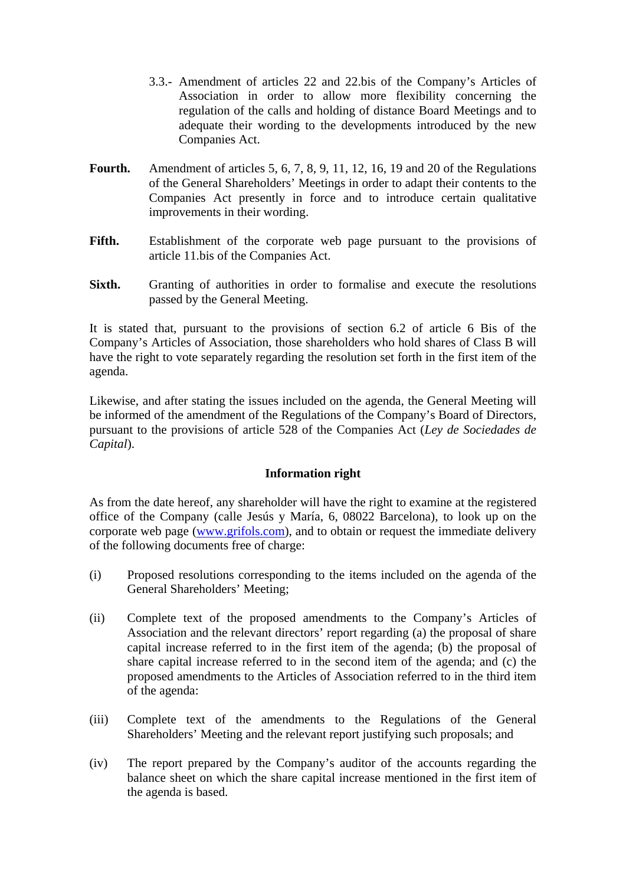3.3.- Amendment of articles 22 and 22.bis of the Company's Articles of Association in order to allow more flexibility concerning the regulation of the calls and holding of distance Board Meetings and to adequate their wording to the developments introduced by the new Companies Act.

**Fourth.** Amendment of articles 5, 6, 7, 8, 9, 11, 12, 16, 19 and 20 of the Regulations of the General Shareholders' Meetings in order to adapt their contents to the Companies Act presently in force and to introduce certain qualitative improvements in their wording.

**Fifth.** Establishment of the corporate web page pursuant to the provisions of article 11.bis of the Companies Act.

**Sixth.** Granting of authorities in order to formalise and execute the resolutions passed by the General Meeting.

It is stated that, pursuant to the provisions of section 6.2 of article 6 Bis of the Company's Articles of Association, those shareholders who hold shares of Class B will have the right to vote separately regarding the resolution set forth in the first item of the agenda.

Likewise, and after stating the issues included on the agenda, the General Meeting will be informed of the amendment of the Regulations of the Company's Board of Directors, pursuant to the provisions of article 528 of the Companies Act (*Ley de Sociedades de Capital*).

**Information right**

As from the date hereof, any shareholder will have the right to examine at the registered office of the Company (calle Jesús y María, 6, 08022 Barcelona), to look up on the corporate web page (www.grifols.com), and to obtain or request the immediate delivery of the following documents free of charge:

(i) Proposed resolutions corresponding to the items included on the agenda of the General Shareholders' Meeting;

(ii) Complete text of the proposed amendments to the Company's Articles of Association and the relevant directors' report regarding (a) the proposal of share capital increase referred to in the first item of the agenda; (b) the proposal of share capital increase referred to in the second item of the agenda; and (c) the proposed amendments to the Articles of Association referred to in the third item of the agenda:

(iii) Complete text of the amendments to the Regulations of the General Shareholders' Meeting and the relevant report justifying such proposals; and

(iv) The report prepared by the Company's auditor of the accounts regarding the balance sheet on which the share capital increase mentioned in the first item of the agenda is based.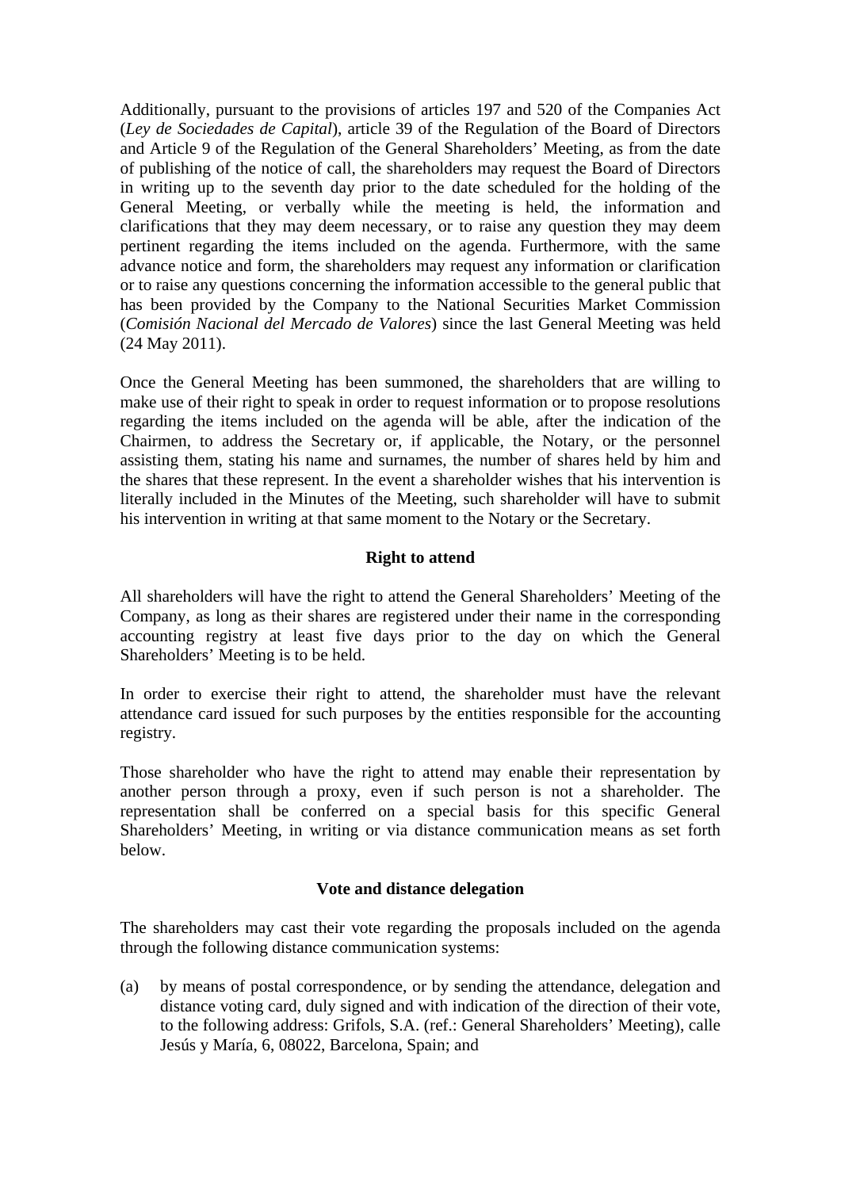Additionally, pursuant to the provisions of articles 197 and 520 of the Companies Act (*Ley de Sociedades de Capital*), article 39 of the Regulation of the Board of Directors and Article 9 of the Regulation of the General Shareholders' Meeting, as from the date of publishing of the notice of call, the shareholders may request the Board of Directors in writing up to the seventh day prior to the date scheduled for the holding of the General Meeting, or verbally while the meeting is held, the information and clarifications that they may deem necessary, or to raise any question they may deem pertinent regarding the items included on the agenda. Furthermore, with the same advance notice and form, the shareholders may request any information or clarification or to raise any questions concerning the information accessible to the general public that has been provided by the Company to the National Securities Market Commission (*Comisión Nacional del Mercado de Valores*) since the last General Meeting was held (24 May 2011).

Once the General Meeting has been summoned, the shareholders that are willing to make use of their right to speak in order to request information or to propose resolutions regarding the items included on the agenda will be able, after the indication of the Chairmen, to address the Secretary or, if applicable, the Notary, or the personnel assisting them, stating his name and surnames, the number of shares held by him and the shares that these represent. In the event a shareholder wishes that his intervention is literally included in the Minutes of the Meeting, such shareholder will have to submit his intervention in writing at that same moment to the Notary or the Secretary.

**Right to attend**

All shareholders will have the right to attend the General Shareholders' Meeting of the Company, as long as their shares are registered under their name in the corresponding accounting registry at least five days prior to the day on which the General Shareholders' Meeting is to be held.

In order to exercise their right to attend, the shareholder must have the relevant attendance card issued for such purposes by the entities responsible for the accounting registry.

Those shareholder who have the right to attend may enable their representation by another person through a proxy, even if such person is not a shareholder. The representation shall be conferred on a special basis for this specific General Shareholders' Meeting, in writing or via distance communication means as set forth below.

**Vote and distance delegation**

The shareholders may cast their vote regarding the proposals included on the agenda through the following distance communication systems:

(a) by means of postal correspondence, or by sending the attendance, delegation and distance voting card, duly signed and with indication of the direction of their vote, to the following address: Grifols, S.A. (ref.: General Shareholders' Meeting), calle Jesús y María, 6, 08022, Barcelona, Spain; and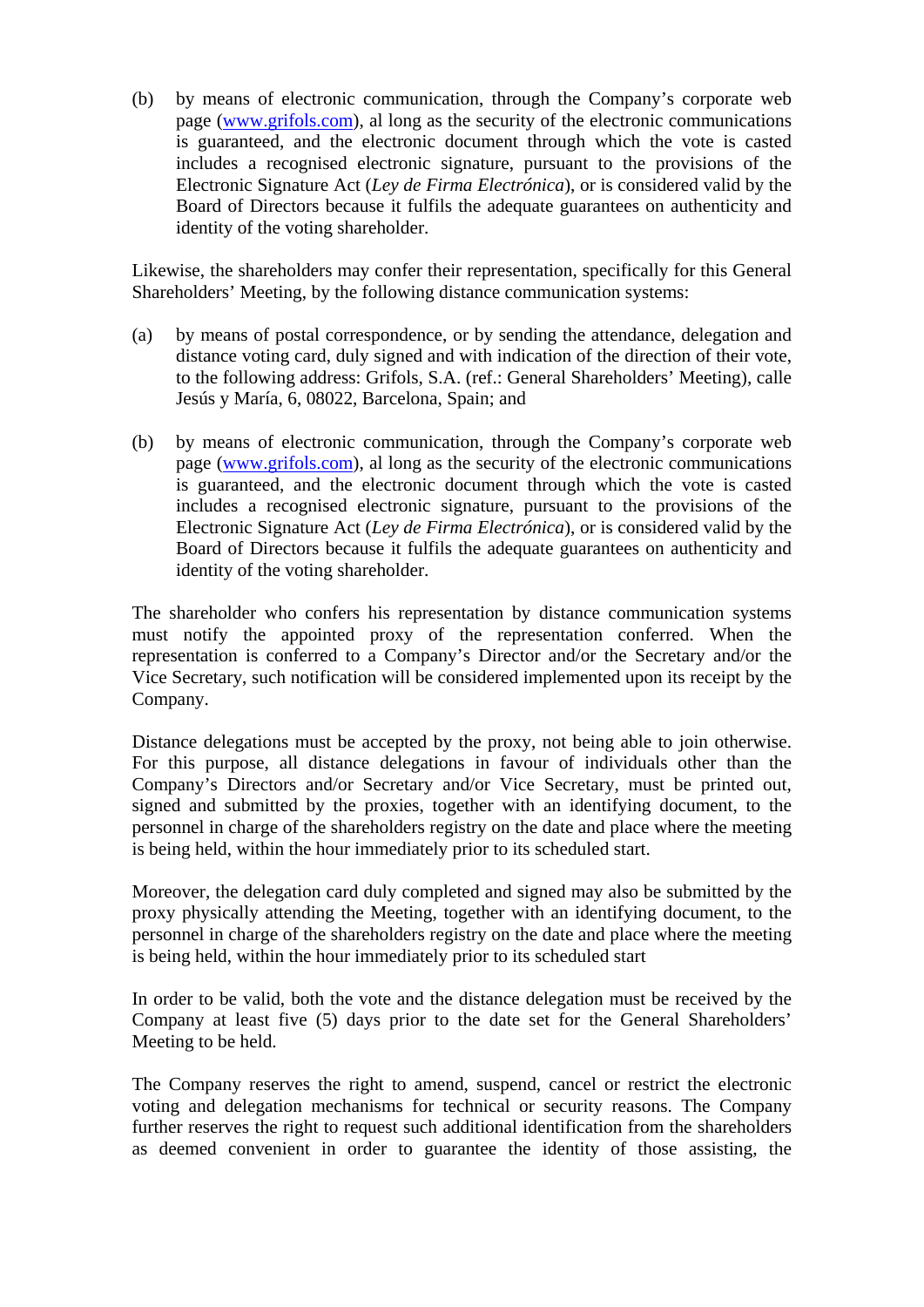(b) by means of electronic communication, through the Company's corporate web page (www.grifols.com), al long as the security of the electronic communications is guaranteed, and the electronic document through which the vote is casted includes a recognised electronic signature, pursuant to the provisions of the Electronic Signature Act (*Ley de Firma Electrónica*), or is considered valid by the Board of Directors because it fulfils the adequate guarantees on authenticity and identity of the voting shareholder.

Likewise, the shareholders may confer their representation, specifically for this General Shareholders' Meeting, by the following distance communication systems:

(a) by means of postal correspondence, or by sending the attendance, delegation and distance voting card, duly signed and with indication of the direction of their vote, to the following address: Grifols, S.A. (ref.: General Shareholders' Meeting), calle Jesús y María, 6, 08022, Barcelona, Spain; and

(b) by means of electronic communication, through the Company's corporate web page (www.grifols.com), al long as the security of the electronic communications is guaranteed, and the electronic document through which the vote is casted includes a recognised electronic signature, pursuant to the provisions of the Electronic Signature Act (*Ley de Firma Electrónica*), or is considered valid by the Board of Directors because it fulfils the adequate guarantees on authenticity and identity of the voting shareholder.

The shareholder who confers his representation by distance communication systems must notify the appointed proxy of the representation conferred. When the representation is conferred to a Company's Director and/or the Secretary and/or the Vice Secretary, such notification will be considered implemented upon its receipt by the Company.

Distance delegations must be accepted by the proxy, not being able to join otherwise. For this purpose, all distance delegations in favour of individuals other than the Company's Directors and/or Secretary and/or Vice Secretary, must be printed out, signed and submitted by the proxies, together with an identifying document, to the personnel in charge of the shareholders registry on the date and place where the meeting is being held, within the hour immediately prior to its scheduled start.

Moreover, the delegation card duly completed and signed may also be submitted by the proxy physically attending the Meeting, together with an identifying document, to the personnel in charge of the shareholders registry on the date and place where the meeting is being held, within the hour immediately prior to its scheduled start

In order to be valid, both the vote and the distance delegation must be received by the Company at least five (5) days prior to the date set for the General Shareholders' Meeting to be held.

The Company reserves the right to amend, suspend, cancel or restrict the electronic voting and delegation mechanisms for technical or security reasons. The Company further reserves the right to request such additional identification from the shareholders as deemed convenient in order to guarantee the identity of those assisting, the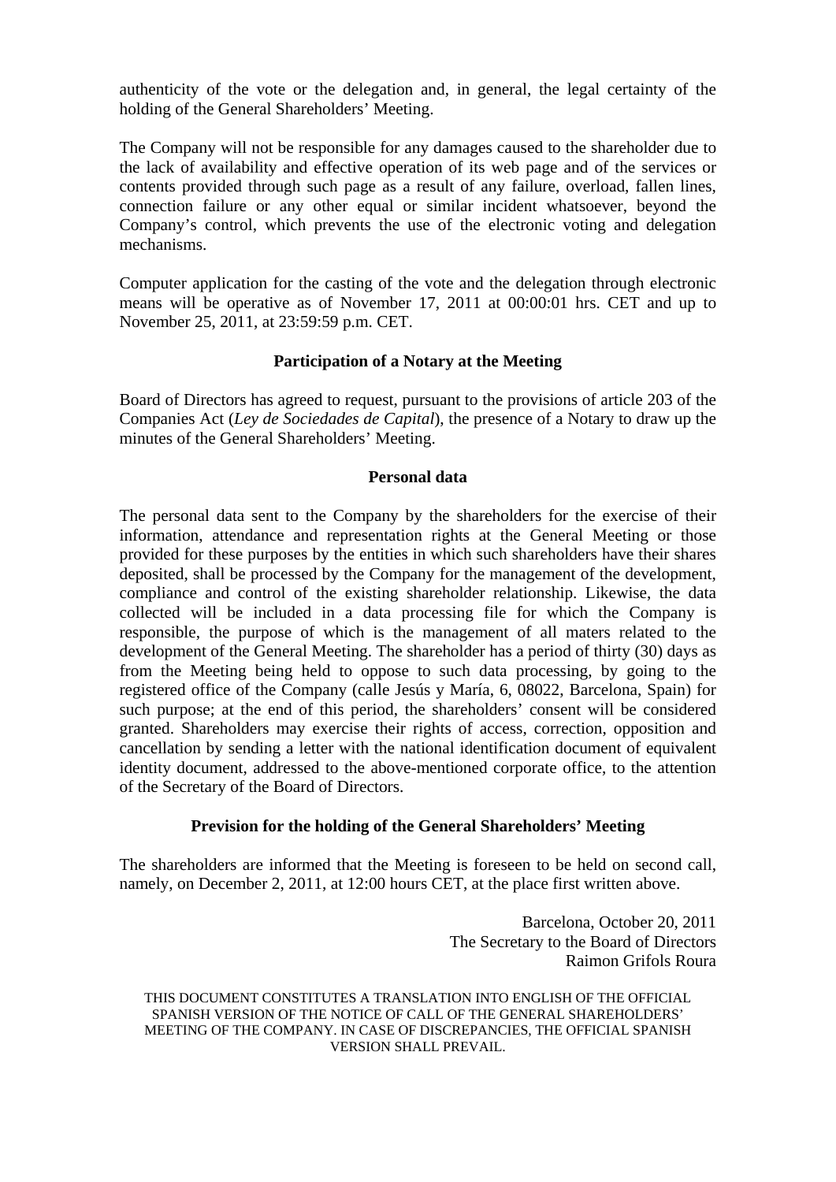authenticity of the vote or the delegation and, in general, the legal certainty of the holding of the General Shareholders' Meeting.

The Company will not be responsible for any damages caused to the shareholder due to the lack of availability and effective operation of its web page and of the services or contents provided through such page as a result of any failure, overload, fallen lines, connection failure or any other equal or similar incident whatsoever, beyond the Company's control, which prevents the use of the electronic voting and delegation mechanisms.

Computer application for the casting of the vote and the delegation through electronic means will be operative as of November 17, 2011 at 00:00:01 hrs. CET and up to November 25, 2011, at 23:59:59 p.m. CET.

**Participation of a Notary at the Meeting**

Board of Directors has agreed to request, pursuant to the provisions of article 203 of the Companies Act (*Ley de Sociedades de Capital*), the presence of a Notary to draw up the minutes of the General Shareholders' Meeting.

**Personal data**

The personal data sent to the Company by the shareholders for the exercise of their information, attendance and representation rights at the General Meeting or those provided for these purposes by the entities in which such shareholders have their shares deposited, shall be processed by the Company for the management of the development, compliance and control of the existing shareholder relationship. Likewise, the data collected will be included in a data processing file for which the Company is responsible, the purpose of which is the management of all maters related to the development of the General Meeting. The shareholder has a period of thirty (30) days as from the Meeting being held to oppose to such data processing, by going to the registered office of the Company (calle Jesús y María, 6, 08022, Barcelona, Spain) for such purpose; at the end of this period, the shareholders' consent will be considered granted. Shareholders may exercise their rights of access, correction, opposition and cancellation by sending a letter with the national identification document of equivalent identity document, addressed to the above-mentioned corporate office, to the attention of the Secretary of the Board of Directors.

**Prevision for the holding of the General Shareholders' Meeting**

The shareholders are informed that the Meeting is foreseen to be held on second call, namely, on December 2, 2011, at 12:00 hours CET, at the place first written above.

Barcelona, October 20, 2011
The Secretary to the Board of Directors
Raimon Grifols Roura

THIS DOCUMENT CONSTITUTES A TRANSLATION INTO ENGLISH OF THE OFFICIAL SPANISH VERSION OF THE NOTICE OF CALL OF THE GENERAL SHAREHOLDERS' MEETING OF THE COMPANY. IN CASE OF DISCREPANCIES, THE OFFICIAL SPANISH VERSION SHALL PREVAIL.